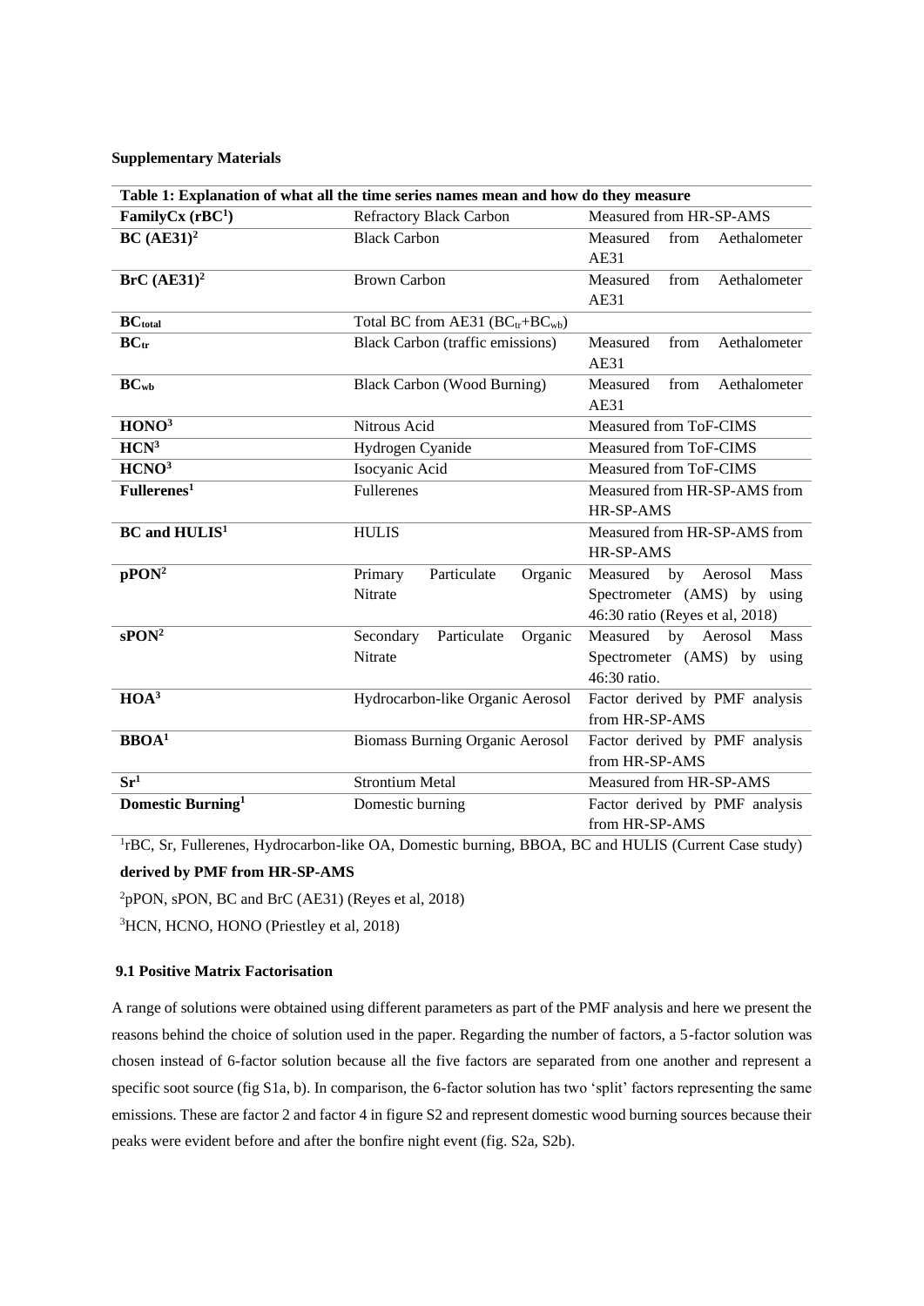**Supplementary Materials**

| Table 1: Explanation of what all the time series names mean and how do they measure | | |
|---|---|---|
| **FamilyCx (rBC[1])** | Refractory Black Carbon | Measured from HR-SP-AMS |
| **BC (AE31)[2]** | Black Carbon | Measured from Aethalometer AE31 |
| **BrC (AE31)[2]** | Brown Carbon | Measured from Aethalometer AE31 |
| **$BC_{total}$** | Total BC from AE31 ($BC_{tr}$+$BC_{wb}$) | |
| **$BC_{tr}$** | Black Carbon (traffic emissions) | Measured from Aethalometer AE31 |
| **$BC_{wb}$** | Black Carbon (Wood Burning) | Measured from Aethalometer AE31 |
| **HONO[3]** | Nitrous Acid | Measured from ToF-CIMS |
| **HCN[3]** | Hydrogen Cyanide | Measured from ToF-CIMS |
| **HCNO[3]** | Isocyanic Acid | Measured from ToF-CIMS |
| **Fullerenes[1]** | Fullerenes | Measured from HR-SP-AMS from HR-SP-AMS |
| **BC and HULIS[1]** | HULIS | Measured from HR-SP-AMS from HR-SP-AMS |
| **pPON[2]** | Primary Particulate Organic Nitrate | Measured by Aerosol Mass Spectrometer (AMS) by using 46:30 ratio (Reyes et al, 2018) |
| **sPON[2]** | Secondary Particulate Organic Nitrate | Measured by Aerosol Mass Spectrometer (AMS) by using 46:30 ratio. |
| **HOA[3]** | Hydrocarbon-like Organic Aerosol | Factor derived by PMF analysis from HR-SP-AMS |
| **BBOA[1]** | Biomass Burning Organic Aerosol | Factor derived by PMF analysis from HR-SP-AMS |
| **Sr[1]** | Strontium Metal | Measured from HR-SP-AMS |
| **Domestic Burning[1]** | Domestic burning | Factor derived by PMF analysis from HR-SP-AMS |

[1]rBC, Sr, Fullerenes, Hydrocarbon-like OA, Domestic burning, BBOA, BC and HULIS (Current Case study) **derived by PMF from HR-SP-AMS**

[2]pPON, sPON, BC and BrC (AE31) (Reyes et al, 2018)

[3]HCN, HCNO, HONO (Priestley et al, 2018)

### 9.1 Positive Matrix Factorisation

A range of solutions were obtained using different parameters as part of the PMF analysis and here we present the reasons behind the choice of solution used in the paper. Regarding the number of factors, a 5-factor solution was chosen instead of 6-factor solution because all the five factors are separated from one another and represent a specific soot source (fig S1a, b). In comparison, the 6-factor solution has two 'split' factors representing the same emissions. These are factor 2 and factor 4 in figure S2 and represent domestic wood burning sources because their peaks were evident before and after the bonfire night event (fig. S2a, S2b).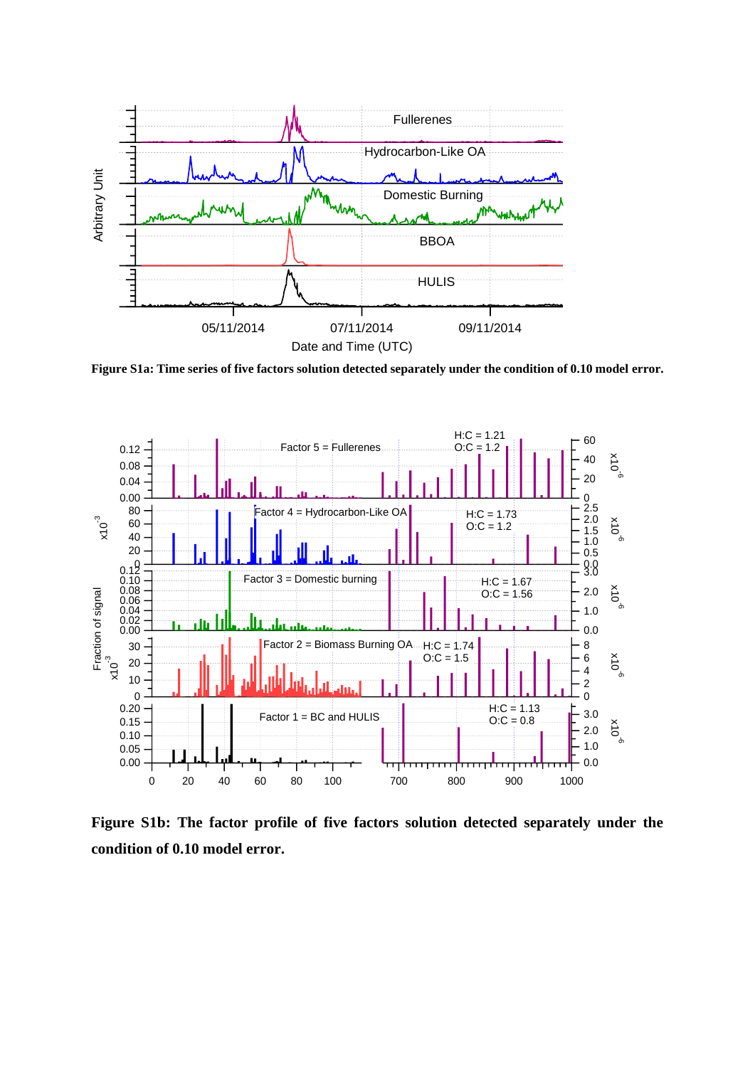**Figure S1a: Time series of five factors solution detected separately under the condition of 0.10 model error.**

**Figure S1b: The factor profile of five factors solution detected separately under the condition of 0.10 model error.**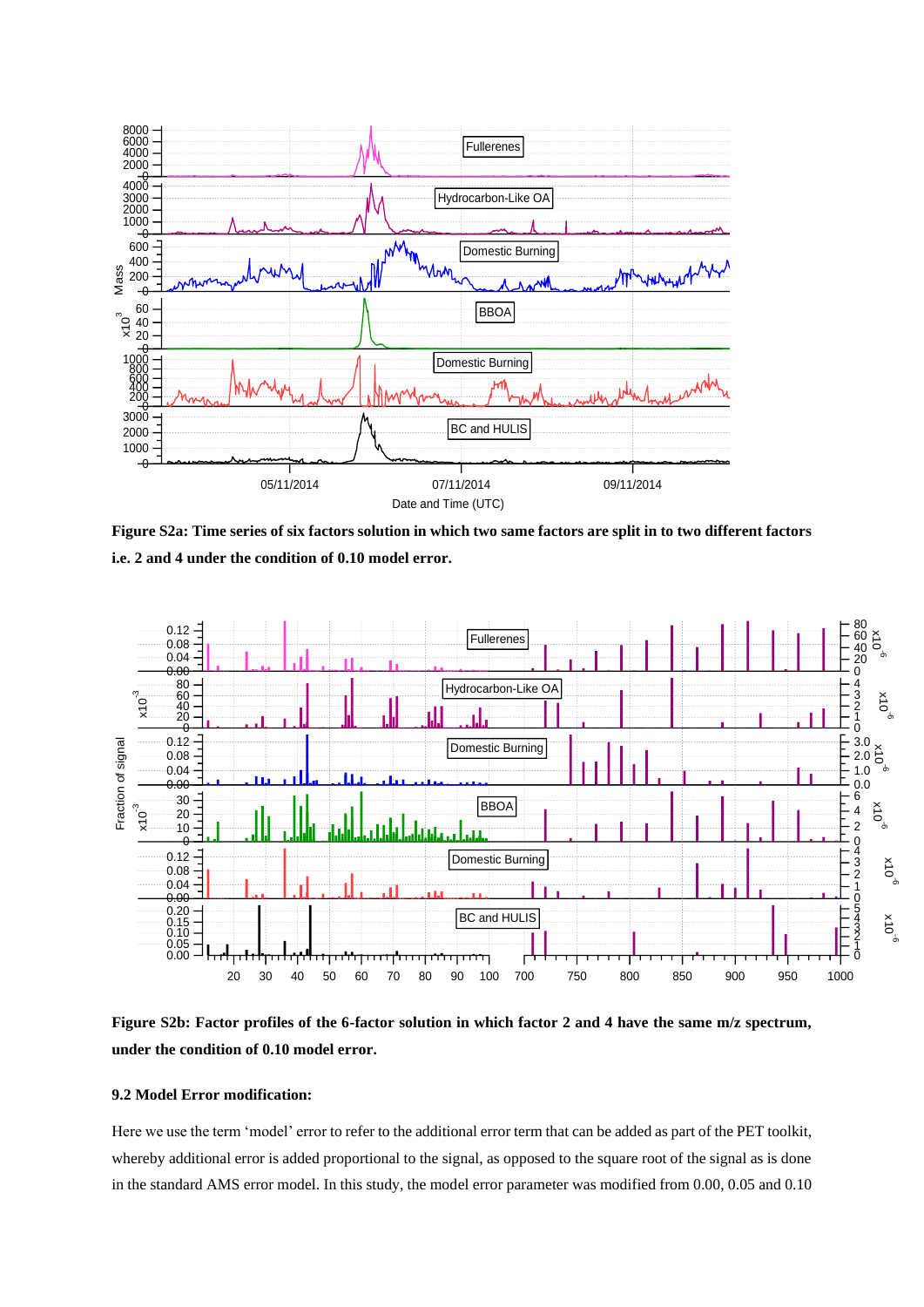**Figure S2a: Time series of six factors solution in which two same factors are split in to two different factors i.e. 2 and 4 under the condition of 0.10 model error.**

**Figure S2b: Factor profiles of the 6-factor solution in which factor 2 and 4 have the same m/z spectrum, under the condition of 0.10 model error.**

**9.2 Model Error modification:**

Here we use the term 'model' error to refer to the additional error term that can be added as part of the PET toolkit, whereby additional error is added proportional to the signal, as opposed to the square root of the signal as is done in the standard AMS error model. In this study, the model error parameter was modified from 0.00, 0.05 and 0.10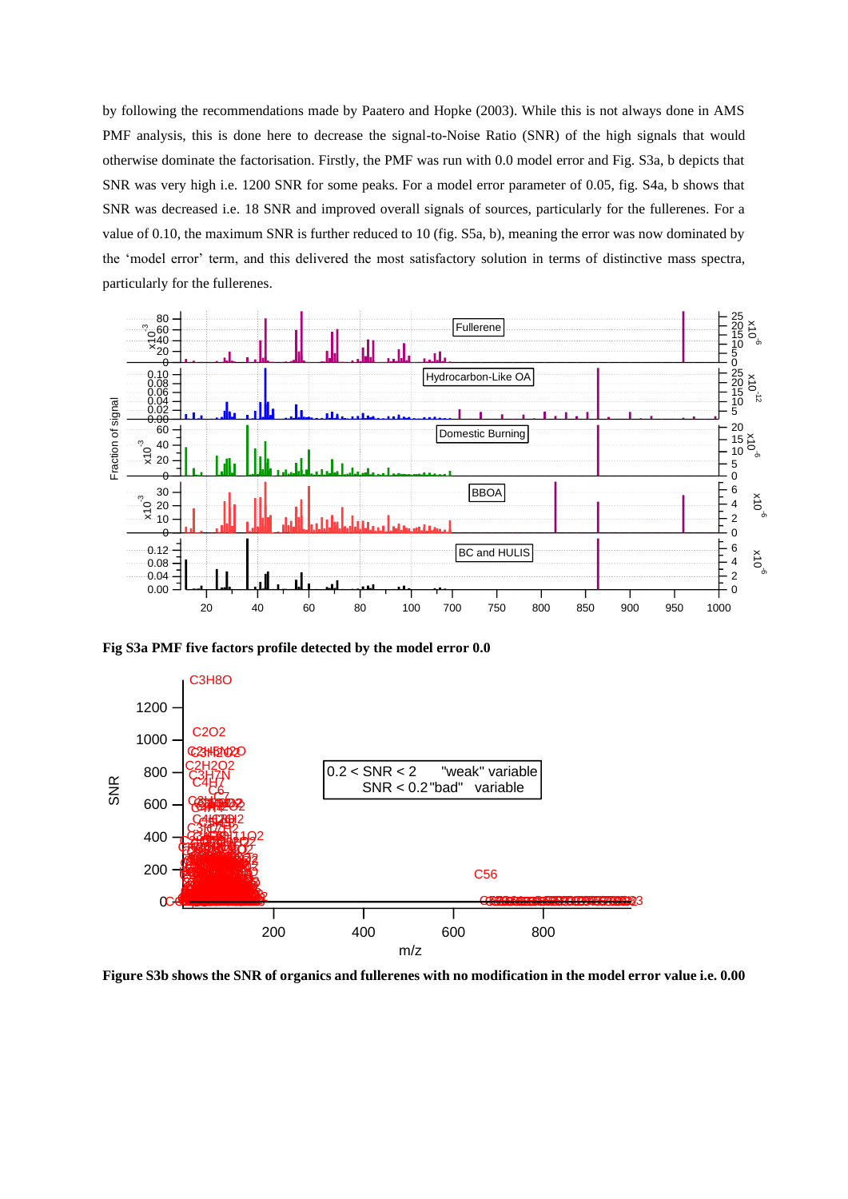by following the recommendations made by Paatero and Hopke (2003). While this is not always done in AMS PMF analysis, this is done here to decrease the signal-to-Noise Ratio (SNR) of the high signals that would otherwise dominate the factorisation. Firstly, the PMF was run with 0.0 model error and Fig. S3a, b depicts that SNR was very high i.e. 1200 SNR for some peaks. For a model error parameter of 0.05, fig. S4a, b shows that SNR was decreased i.e. 18 SNR and improved overall signals of sources, particularly for the fullerenes. For a value of 0.10, the maximum SNR is further reduced to 10 (fig. S5a, b), meaning the error was now dominated by the 'model error' term, and this delivered the most satisfactory solution in terms of distinctive mass spectra, particularly for the fullerenes.

**Fig S3a PMF five factors profile detected by the model error 0.0**

**Figure S3b shows the SNR of organics and fullerenes with no modification in the model error value i.e. 0.00**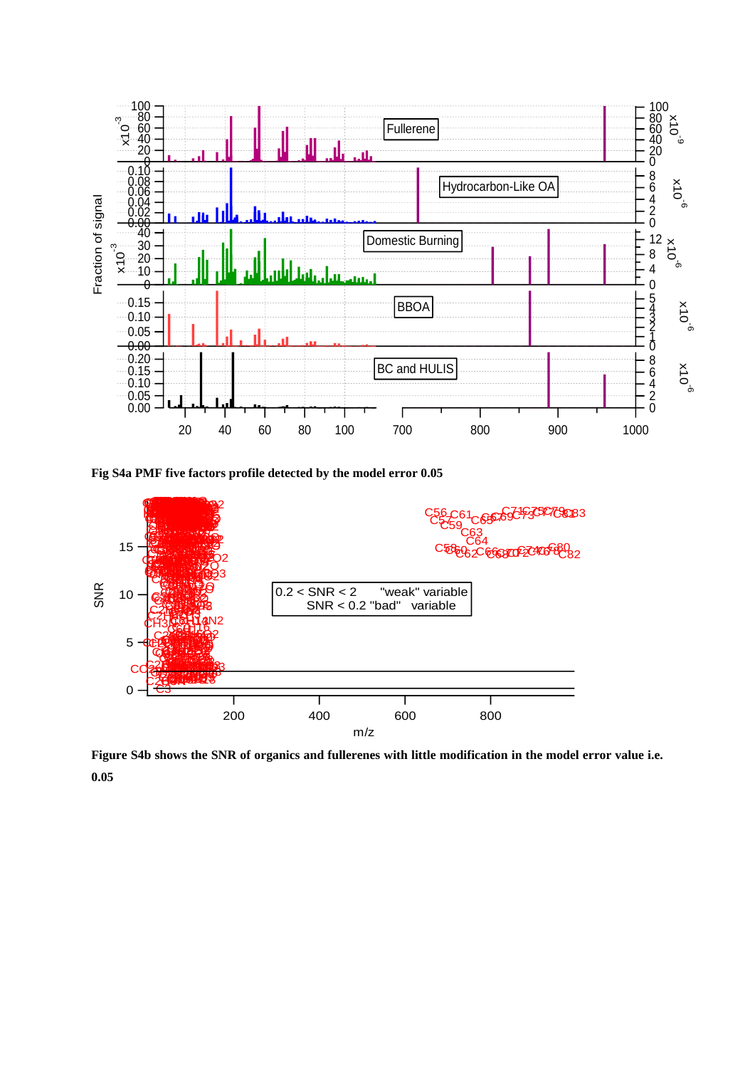**Fig S4a PMF five factors profile detected by the model error 0.05**

**Figure S4b shows the SNR of organics and fullerenes with little modification in the model error value i.e. 0.05**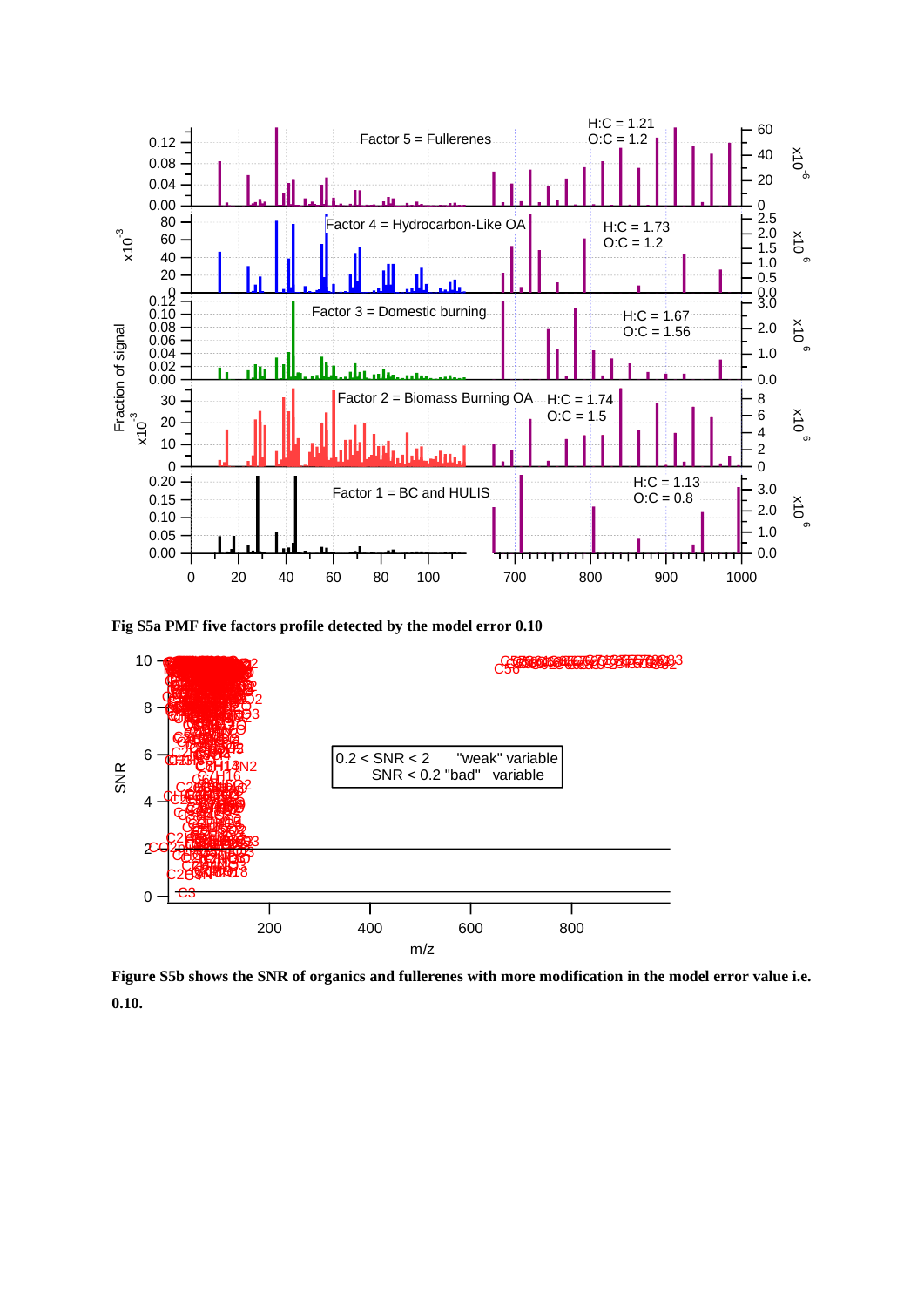Factor 5 = Fullerenes

H:C = 1.21
O:C = 1.2

Factor 4 = Hydrocarbon-Like OA

H:C = 1.73
O:C = 1.2

Factor 3 = Domestic burning

H:C = 1.67
O:C = 1.56

Factor 2 = Biomass Burning OA

H:C = 1.74
O:C = 1.5

Factor 1 = BC and HULIS

H:C = 1.13
O:C = 0.8

Fraction of signal

**Fig S5a PMF five factors profile detected by the model error 0.10**

0.2 < SNR < 2 "weak" variable
SNR < 0.2 "bad" variable

SNR

m/z

**Figure S5b shows the SNR of organics and fullerenes with more modification in the model error value i.e. 0.10.**